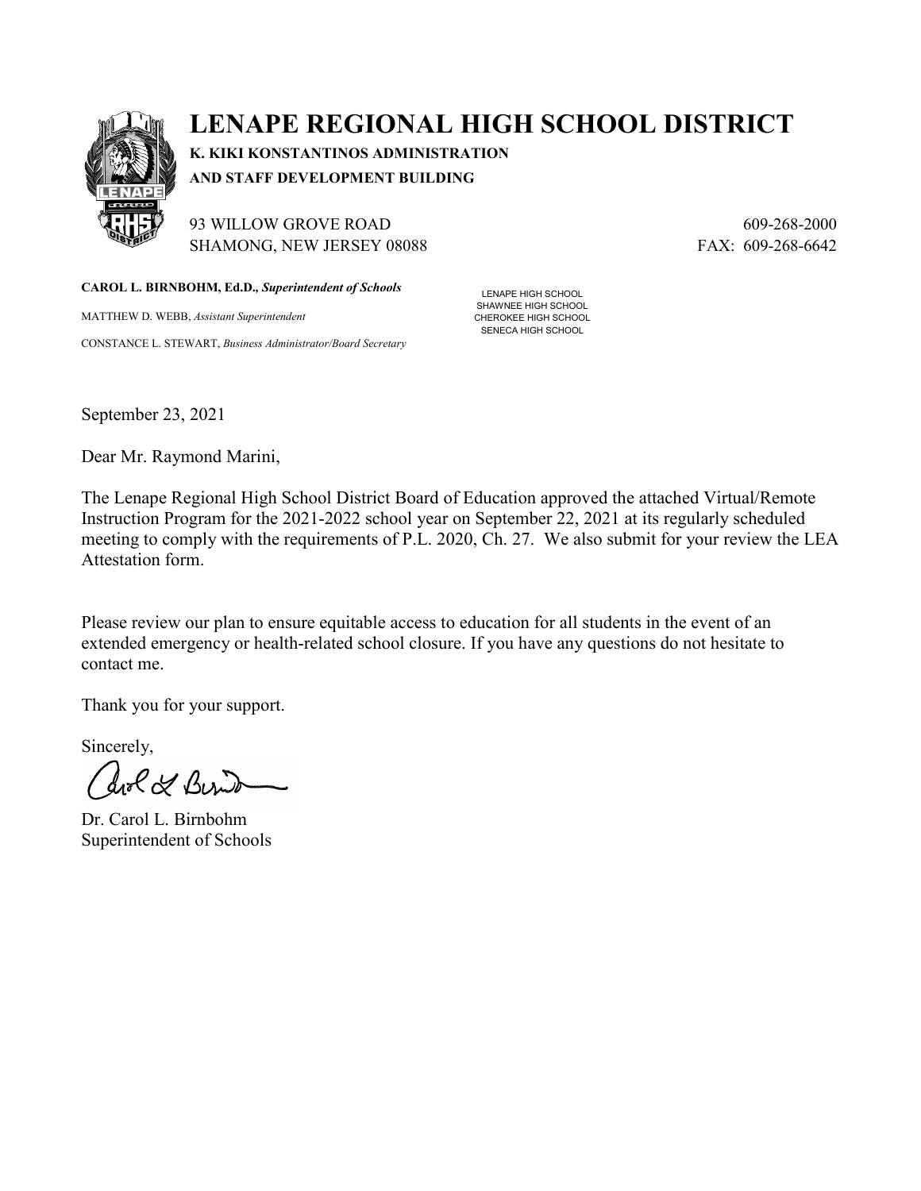# LENAPE REGIONAL HIGH SCHOOL DISTRICT

**K. KIKI KONSTANTINOS ADMINISTRATION**
**AND STAFF DEVELOPMENT BUILDING**

93 WILLOW GROVE ROAD
SHAMONG, NEW JERSEY 08088

609-268-2000
FAX: 609-268-6642

**CAROL L. BIRNBOHM, Ed.D.,** ***Superintendent of Schools***

MATTHEW D. WEBB, *Assistant Superintendent*

CONSTANCE L. STEWART, *Business Administrator/Board Secretary*

LENAPE HIGH SCHOOL
SHAWNEE HIGH SCHOOL
CHEROKEE HIGH SCHOOL
SENECA HIGH SCHOOL

September 23, 2021

Dear Mr. Raymond Marini,

The Lenape Regional High School District Board of Education approved the attached Virtual/Remote Instruction Program for the 2021-2022 school year on September 22, 2021 at its regularly scheduled meeting to comply with the requirements of P.L. 2020, Ch. 27. We also submit for your review the LEA Attestation form.

Please review our plan to ensure equitable access to education for all students in the event of an extended emergency or health-related school closure. If you have any questions do not hesitate to contact me.

Thank you for your support.

Sincerely,

Dr. Carol L. Birnbohm
Superintendent of Schools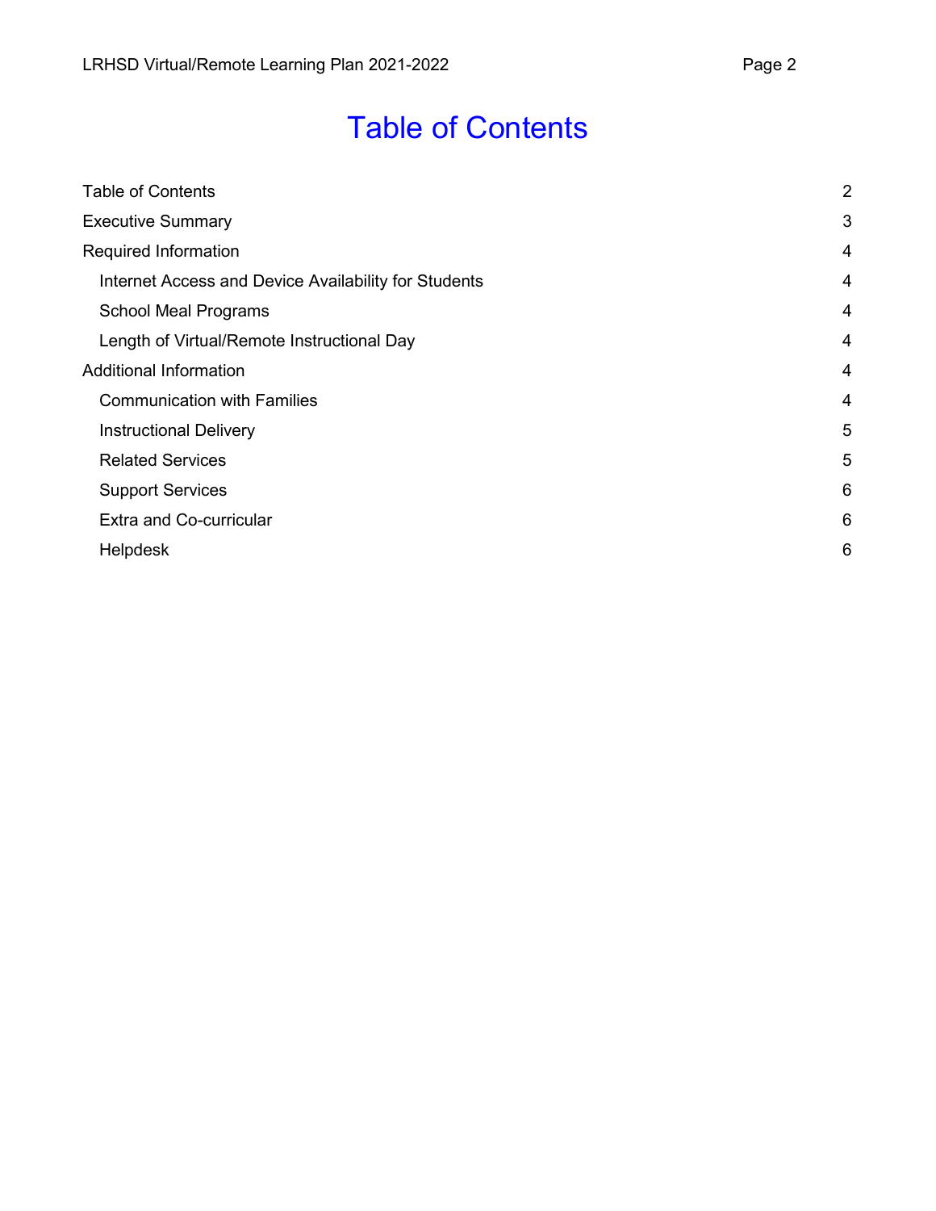# Table of Contents

| | |
|---|---|
| Table of Contents | 2 |
| Executive Summary | 3 |
| Required Information | 4 |
| Internet Access and Device Availability for Students | 4 |
| School Meal Programs | 4 |
| Length of Virtual/Remote Instructional Day | 4 |
| Additional Information | 4 |
| Communication with Families | 4 |
| Instructional Delivery | 5 |
| Related Services | 5 |
| Support Services | 6 |
| Extra and Co-curricular | 6 |
| Helpdesk | 6 |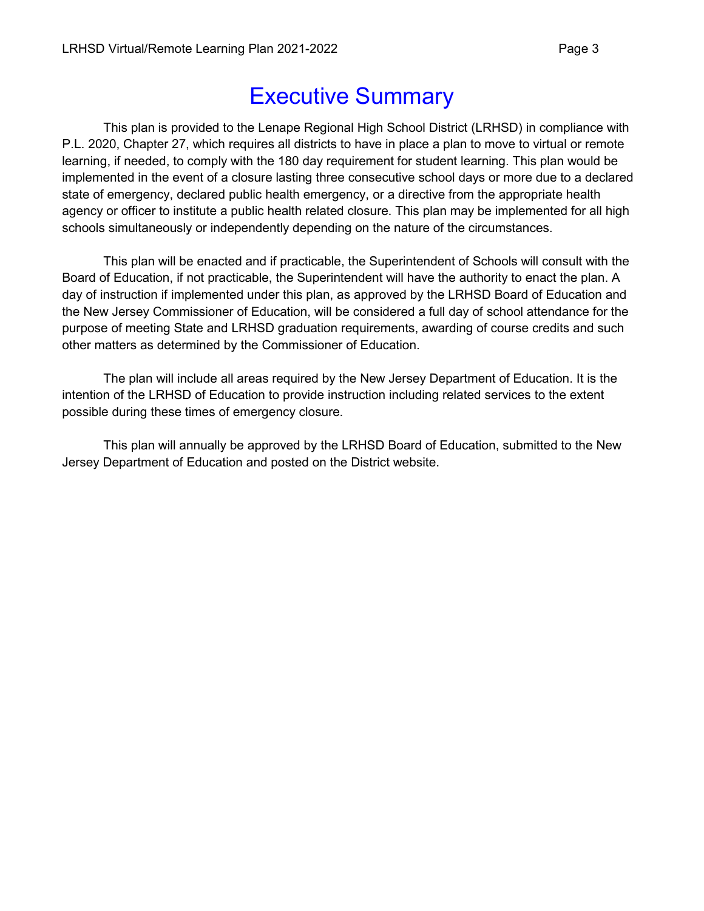# Executive Summary

This plan is provided to the Lenape Regional High School District (LRHSD) in compliance with P.L. 2020, Chapter 27, which requires all districts to have in place a plan to move to virtual or remote learning, if needed, to comply with the 180 day requirement for student learning. This plan would be implemented in the event of a closure lasting three consecutive school days or more due to a declared state of emergency, declared public health emergency, or a directive from the appropriate health agency or officer to institute a public health related closure. This plan may be implemented for all high schools simultaneously or independently depending on the nature of the circumstances.

This plan will be enacted and if practicable, the Superintendent of Schools will consult with the Board of Education, if not practicable, the Superintendent will have the authority to enact the plan. A day of instruction if implemented under this plan, as approved by the LRHSD Board of Education and the New Jersey Commissioner of Education, will be considered a full day of school attendance for the purpose of meeting State and LRHSD graduation requirements, awarding of course credits and such other matters as determined by the Commissioner of Education.

The plan will include all areas required by the New Jersey Department of Education. It is the intention of the LRHSD of Education to provide instruction including related services to the extent possible during these times of emergency closure.

This plan will annually be approved by the LRHSD Board of Education, submitted to the New Jersey Department of Education and posted on the District website.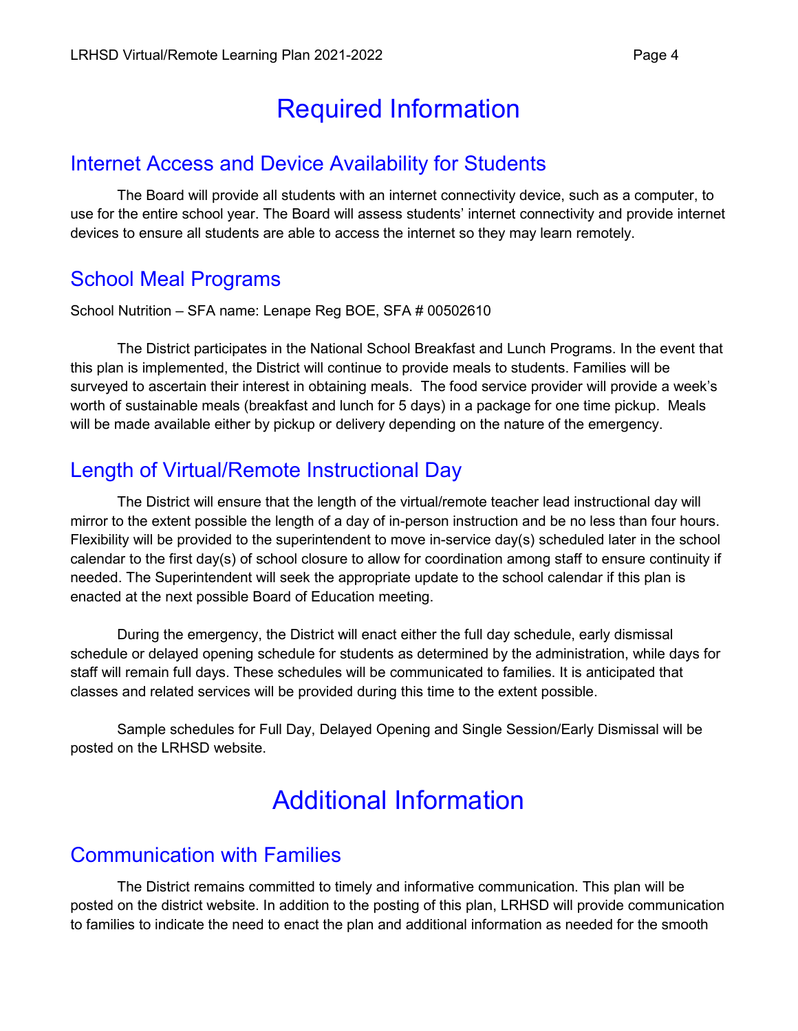# Required Information

## Internet Access and Device Availability for Students

The Board will provide all students with an internet connectivity device, such as a computer, to use for the entire school year. The Board will assess students' internet connectivity and provide internet devices to ensure all students are able to access the internet so they may learn remotely.

## School Meal Programs

School Nutrition – SFA name: Lenape Reg BOE, SFA # 00502610

The District participates in the National School Breakfast and Lunch Programs. In the event that this plan is implemented, the District will continue to provide meals to students. Families will be surveyed to ascertain their interest in obtaining meals. The food service provider will provide a week's worth of sustainable meals (breakfast and lunch for 5 days) in a package for one time pickup. Meals will be made available either by pickup or delivery depending on the nature of the emergency.

## Length of Virtual/Remote Instructional Day

The District will ensure that the length of the virtual/remote teacher lead instructional day will mirror to the extent possible the length of a day of in-person instruction and be no less than four hours. Flexibility will be provided to the superintendent to move in-service day(s) scheduled later in the school calendar to the first day(s) of school closure to allow for coordination among staff to ensure continuity if needed. The Superintendent will seek the appropriate update to the school calendar if this plan is enacted at the next possible Board of Education meeting.

During the emergency, the District will enact either the full day schedule, early dismissal schedule or delayed opening schedule for students as determined by the administration, while days for staff will remain full days. These schedules will be communicated to families. It is anticipated that classes and related services will be provided during this time to the extent possible.

Sample schedules for Full Day, Delayed Opening and Single Session/Early Dismissal will be posted on the LRHSD website.

# Additional Information

## Communication with Families

The District remains committed to timely and informative communication. This plan will be posted on the district website. In addition to the posting of this plan, LRHSD will provide communication to families to indicate the need to enact the plan and additional information as needed for the smooth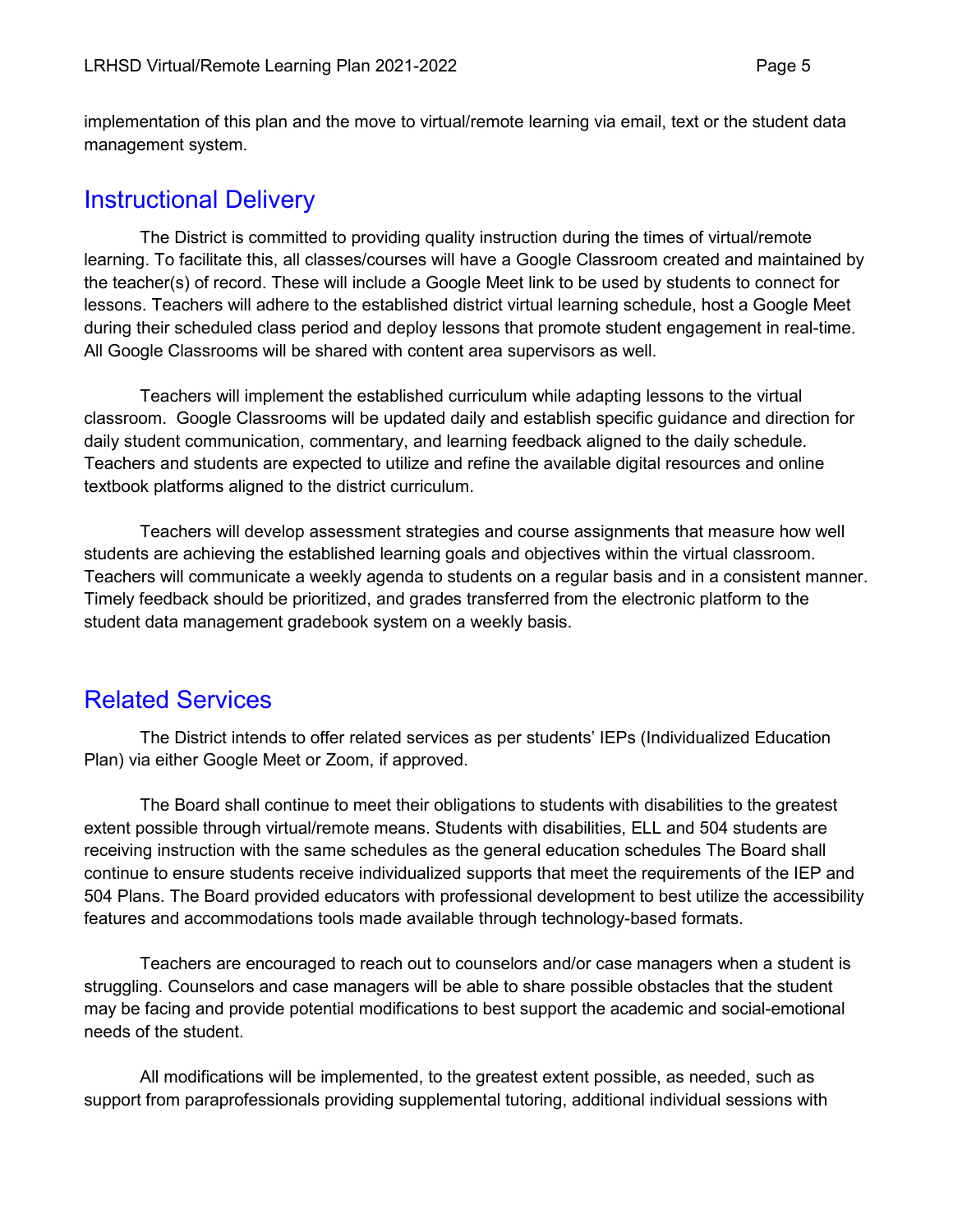implementation of this plan and the move to virtual/remote learning via email, text or the student data management system.

## Instructional Delivery

The District is committed to providing quality instruction during the times of virtual/remote learning. To facilitate this, all classes/courses will have a Google Classroom created and maintained by the teacher(s) of record. These will include a Google Meet link to be used by students to connect for lessons. Teachers will adhere to the established district virtual learning schedule, host a Google Meet during their scheduled class period and deploy lessons that promote student engagement in real-time. All Google Classrooms will be shared with content area supervisors as well.

Teachers will implement the established curriculum while adapting lessons to the virtual classroom. Google Classrooms will be updated daily and establish specific guidance and direction for daily student communication, commentary, and learning feedback aligned to the daily schedule. Teachers and students are expected to utilize and refine the available digital resources and online textbook platforms aligned to the district curriculum.

Teachers will develop assessment strategies and course assignments that measure how well students are achieving the established learning goals and objectives within the virtual classroom. Teachers will communicate a weekly agenda to students on a regular basis and in a consistent manner. Timely feedback should be prioritized, and grades transferred from the electronic platform to the student data management gradebook system on a weekly basis.

## Related Services

The District intends to offer related services as per students' IEPs (Individualized Education Plan) via either Google Meet or Zoom, if approved.

The Board shall continue to meet their obligations to students with disabilities to the greatest extent possible through virtual/remote means. Students with disabilities, ELL and 504 students are receiving instruction with the same schedules as the general education schedules The Board shall continue to ensure students receive individualized supports that meet the requirements of the IEP and 504 Plans. The Board provided educators with professional development to best utilize the accessibility features and accommodations tools made available through technology-based formats.

Teachers are encouraged to reach out to counselors and/or case managers when a student is struggling. Counselors and case managers will be able to share possible obstacles that the student may be facing and provide potential modifications to best support the academic and social-emotional needs of the student.

All modifications will be implemented, to the greatest extent possible, as needed, such as support from paraprofessionals providing supplemental tutoring, additional individual sessions with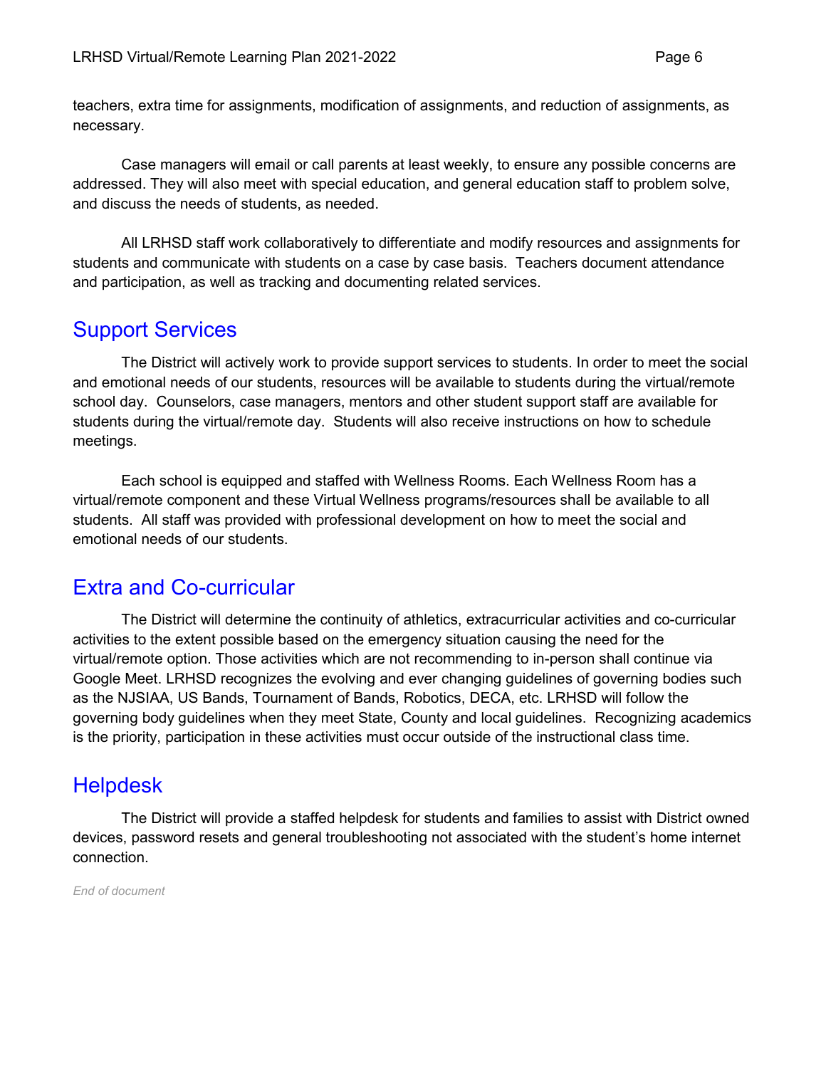teachers, extra time for assignments, modification of assignments, and reduction of assignments, as necessary.

Case managers will email or call parents at least weekly, to ensure any possible concerns are addressed. They will also meet with special education, and general education staff to problem solve, and discuss the needs of students, as needed.

All LRHSD staff work collaboratively to differentiate and modify resources and assignments for students and communicate with students on a case by case basis. Teachers document attendance and participation, as well as tracking and documenting related services.

## Support Services

The District will actively work to provide support services to students. In order to meet the social and emotional needs of our students, resources will be available to students during the virtual/remote school day. Counselors, case managers, mentors and other student support staff are available for students during the virtual/remote day. Students will also receive instructions on how to schedule meetings.

Each school is equipped and staffed with Wellness Rooms. Each Wellness Room has a virtual/remote component and these Virtual Wellness programs/resources shall be available to all students. All staff was provided with professional development on how to meet the social and emotional needs of our students.

## Extra and Co-curricular

The District will determine the continuity of athletics, extracurricular activities and co-curricular activities to the extent possible based on the emergency situation causing the need for the virtual/remote option. Those activities which are not recommending to in-person shall continue via Google Meet. LRHSD recognizes the evolving and ever changing guidelines of governing bodies such as the NJSIAA, US Bands, Tournament of Bands, Robotics, DECA, etc. LRHSD will follow the governing body guidelines when they meet State, County and local guidelines. Recognizing academics is the priority, participation in these activities must occur outside of the instructional class time.

## Helpdesk

The District will provide a staffed helpdesk for students and families to assist with District owned devices, password resets and general troubleshooting not associated with the student's home internet connection.

*End of document*